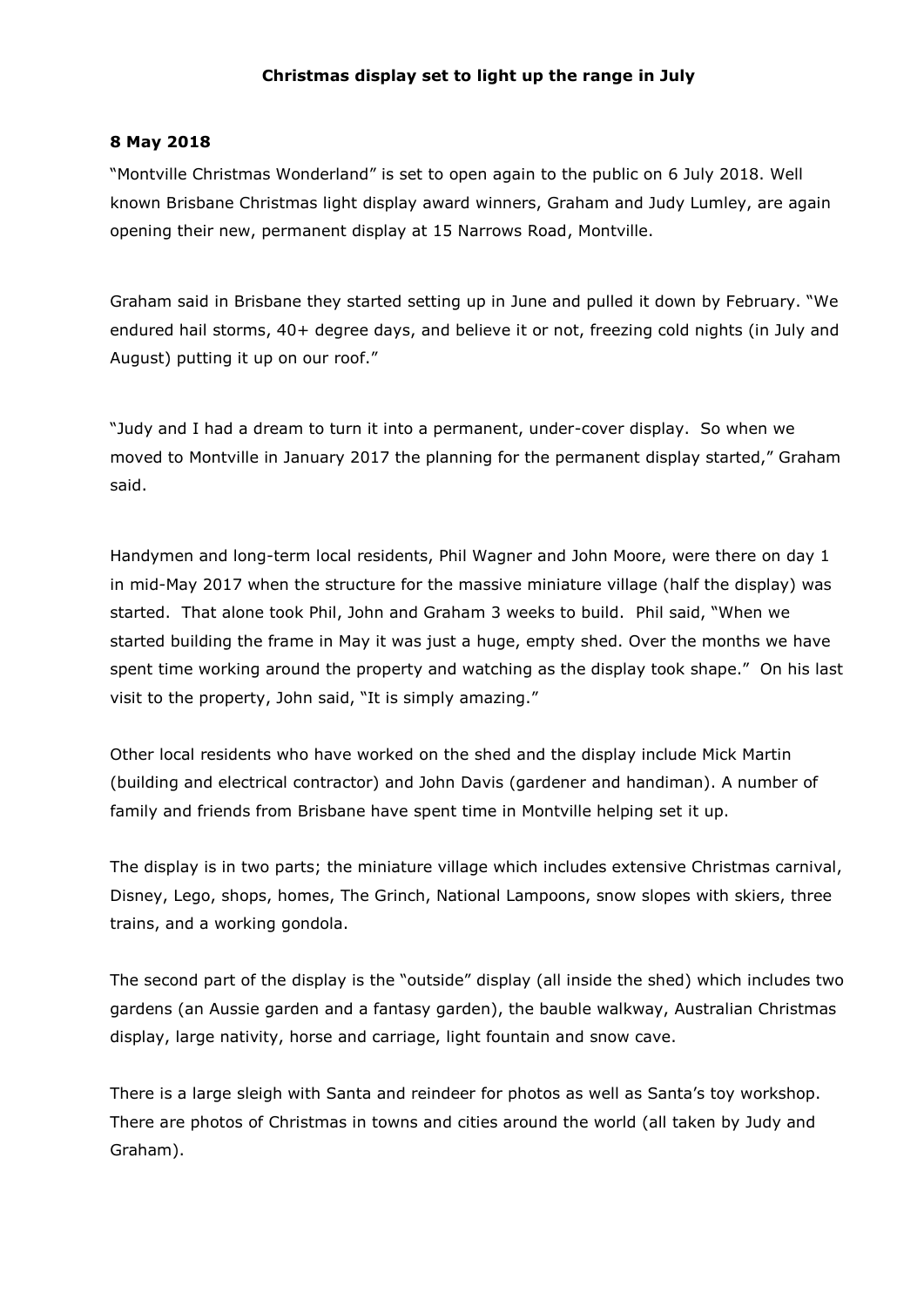**Christmas display set to light up the range in July**

**8 May 2018**

"Montville Christmas Wonderland" is set to open again to the public on 6 July 2018. Well known Brisbane Christmas light display award winners, Graham and Judy Lumley, are again opening their new, permanent display at 15 Narrows Road, Montville.

Graham said in Brisbane they started setting up in June and pulled it down by February. "We endured hail storms, 40+ degree days, and believe it or not, freezing cold nights (in July and August) putting it up on our roof."

"Judy and I had a dream to turn it into a permanent, under-cover display. So when we moved to Montville in January 2017 the planning for the permanent display started," Graham said.

Handymen and long-term local residents, Phil Wagner and John Moore, were there on day 1 in mid-May 2017 when the structure for the massive miniature village (half the display) was started. That alone took Phil, John and Graham 3 weeks to build. Phil said, "When we started building the frame in May it was just a huge, empty shed. Over the months we have spent time working around the property and watching as the display took shape." On his last visit to the property, John said, "It is simply amazing."

Other local residents who have worked on the shed and the display include Mick Martin (building and electrical contractor) and John Davis (gardener and handiman). A number of family and friends from Brisbane have spent time in Montville helping set it up.

The display is in two parts; the miniature village which includes extensive Christmas carnival, Disney, Lego, shops, homes, The Grinch, National Lampoons, snow slopes with skiers, three trains, and a working gondola.

The second part of the display is the "outside" display (all inside the shed) which includes two gardens (an Aussie garden and a fantasy garden), the bauble walkway, Australian Christmas display, large nativity, horse and carriage, light fountain and snow cave.

There is a large sleigh with Santa and reindeer for photos as well as Santa's toy workshop. There are photos of Christmas in towns and cities around the world (all taken by Judy and Graham).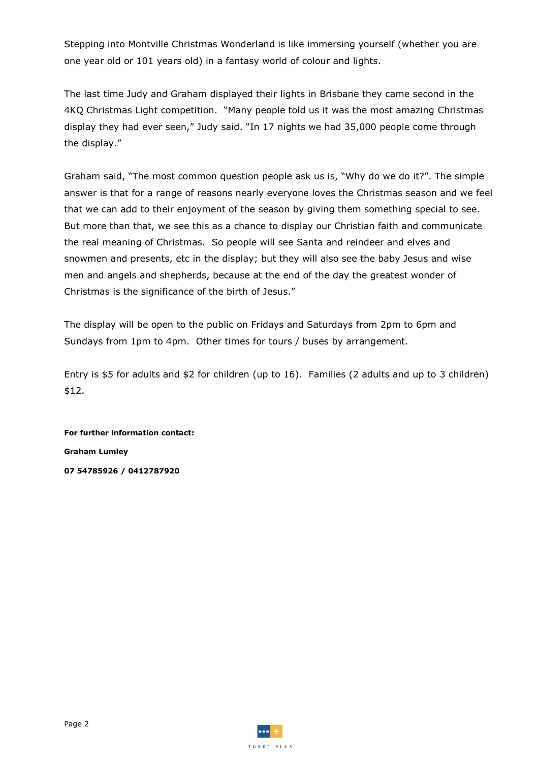Stepping into Montville Christmas Wonderland is like immersing yourself (whether you are one year old or 101 years old) in a fantasy world of colour and lights.

The last time Judy and Graham displayed their lights in Brisbane they came second in the 4KQ Christmas Light competition. "Many people told us it was the most amazing Christmas display they had ever seen," Judy said. "In 17 nights we had 35,000 people come through the display."

Graham said, "The most common question people ask us is, "Why do we do it?". The simple answer is that for a range of reasons nearly everyone loves the Christmas season and we feel that we can add to their enjoyment of the season by giving them something special to see. But more than that, we see this as a chance to display our Christian faith and communicate the real meaning of Christmas. So people will see Santa and reindeer and elves and snowmen and presents, etc in the display; but they will also see the baby Jesus and wise men and angels and shepherds, because at the end of the day the greatest wonder of Christmas is the significance of the birth of Jesus."

The display will be open to the public on Fridays and Saturdays from 2pm to 6pm and Sundays from 1pm to 4pm. Other times for tours / buses by arrangement.

Entry is $5 for adults and $2 for children (up to 16). Families (2 adults and up to 3 children) $12.

**For further information contact:**

**Graham Lumley**

**07 54785926 / 0412787920**